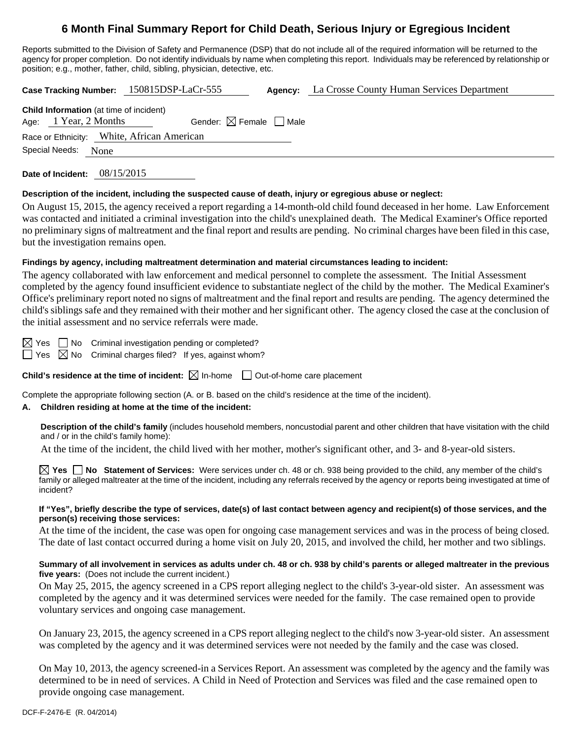# 6 Month Final Summary Report for Child Death, Serious Injury or Egregious Incident

Reports submitted to the Division of Safety and Permanence (DSP) that do not include all of the required information will be returned to the agency for proper completion. Do not identify individuals by name when completing this report. Individuals may be referenced by relationship or position; e.g., mother, father, child, sibling, physician, detective, etc.

**Case Tracking Number:** 150815DSP-LaCr-555 **Agency:** La Crosse County Human Services Department

**Child Information** (at time of incident)
Age: 1 Year, 2 Months Gender: ☒ Female ☐ Male
Race or Ethnicity: White, African American
Special Needs: None

**Date of Incident:** 08/15/2015

**Description of the incident, including the suspected cause of death, injury or egregious abuse or neglect:**

On August 15, 2015, the agency received a report regarding a 14-month-old child found deceased in her home. Law Enforcement was contacted and initiated a criminal investigation into the child's unexplained death. The Medical Examiner's Office reported no preliminary signs of maltreatment and the final report and results are pending. No criminal charges have been filed in this case, but the investigation remains open.

**Findings by agency, including maltreatment determination and material circumstances leading to incident:**

The agency collaborated with law enforcement and medical personnel to complete the assessment. The Initial Assessment completed by the agency found insufficient evidence to substantiate neglect of the child by the mother. The Medical Examiner's Office's preliminary report noted no signs of maltreatment and the final report and results are pending. The agency determined the child's siblings safe and they remained with their mother and her significant other. The agency closed the case at the conclusion of the initial assessment and no service referrals were made.

☒ Yes ☐ No Criminal investigation pending or completed?
☐ Yes ☒ No Criminal charges filed? If yes, against whom?

**Child's residence at the time of incident:** ☒ In-home ☐ Out-of-home care placement

Complete the appropriate following section (A. or B. based on the child's residence at the time of the incident).

**A. Children residing at home at the time of the incident:**

**Description of the child's family** (includes household members, noncustodial parent and other children that have visitation with the child and / or in the child's family home):

At the time of the incident, the child lived with her mother, mother's significant other, and 3- and 8-year-old sisters.

☒ **Yes** ☐ **No Statement of Services:** Were services under ch. 48 or ch. 938 being provided to the child, any member of the child's family or alleged maltreater at the time of the incident, including any referrals received by the agency or reports being investigated at time of incident?

**If "Yes", briefly describe the type of services, date(s) of last contact between agency and recipient(s) of those services, and the person(s) receiving those services:**

At the time of the incident, the case was open for ongoing case management services and was in the process of being closed. The date of last contact occurred during a home visit on July 20, 2015, and involved the child, her mother and two siblings.

**Summary of all involvement in services as adults under ch. 48 or ch. 938 by child's parents or alleged maltreater in the previous five years:** (Does not include the current incident.)

On May 25, 2015, the agency screened in a CPS report alleging neglect to the child's 3-year-old sister. An assessment was completed by the agency and it was determined services were needed for the family. The case remained open to provide voluntary services and ongoing case management.

On January 23, 2015, the agency screened in a CPS report alleging neglect to the child's now 3-year-old sister. An assessment was completed by the agency and it was determined services were not needed by the family and the case was closed.

On May 10, 2013, the agency screened-in a Services Report. An assessment was completed by the agency and the family was determined to be in need of services. A Child in Need of Protection and Services was filed and the case remained open to provide ongoing case management.

DCF-F-2476-E (R. 04/2014)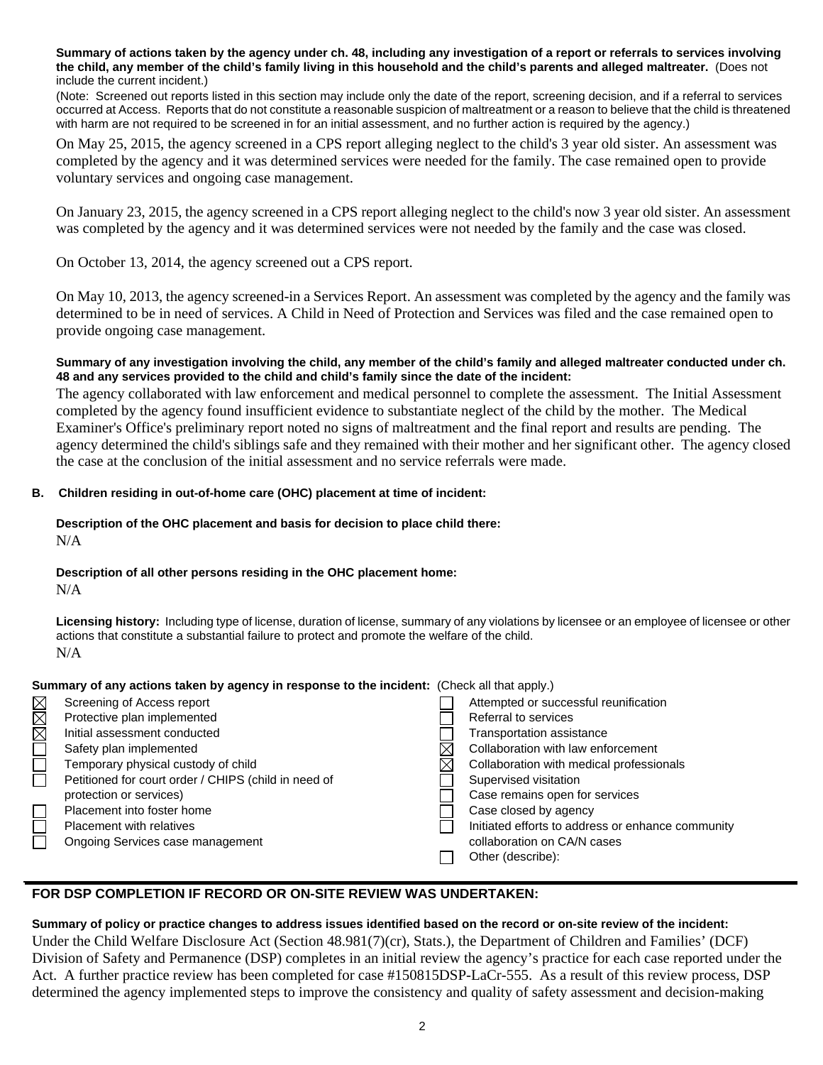**Summary of actions taken by the agency under ch. 48, including any investigation of a report or referrals to services involving the child, any member of the child's family living in this household and the child's parents and alleged maltreater.** (Does not include the current incident.)

(Note: Screened out reports listed in this section may include only the date of the report, screening decision, and if a referral to services occurred at Access. Reports that do not constitute a reasonable suspicion of maltreatment or a reason to believe that the child is threatened with harm are not required to be screened in for an initial assessment, and no further action is required by the agency.)

On May 25, 2015, the agency screened in a CPS report alleging neglect to the child's 3 year old sister. An assessment was completed by the agency and it was determined services were needed for the family. The case remained open to provide voluntary services and ongoing case management.

On January 23, 2015, the agency screened in a CPS report alleging neglect to the child's now 3 year old sister. An assessment was completed by the agency and it was determined services were not needed by the family and the case was closed.

On October 13, 2014, the agency screened out a CPS report.

On May 10, 2013, the agency screened-in a Services Report. An assessment was completed by the agency and the family was determined to be in need of services. A Child in Need of Protection and Services was filed and the case remained open to provide ongoing case management.

**Summary of any investigation involving the child, any member of the child's family and alleged maltreater conducted under ch. 48 and any services provided to the child and child's family since the date of the incident:**

The agency collaborated with law enforcement and medical personnel to complete the assessment. The Initial Assessment completed by the agency found insufficient evidence to substantiate neglect of the child by the mother. The Medical Examiner's Office's preliminary report noted no signs of maltreatment and the final report and results are pending. The agency determined the child's siblings safe and they remained with their mother and her significant other. The agency closed the case at the conclusion of the initial assessment and no service referrals were made.

**B. Children residing in out-of-home care (OHC) placement at time of incident:**

**Description of the OHC placement and basis for decision to place child there:**

N/A

**Description of all other persons residing in the OHC placement home:**

N/A

**Licensing history:** Including type of license, duration of license, summary of any violations by licensee or an employee of licensee or other actions that constitute a substantial failure to protect and promote the welfare of the child.

N/A

**Summary of any actions taken by agency in response to the incident:** (Check all that apply.)

| | | | |
|---|---|---|---|
| ☒ | Screening of Access report | ☐ | Attempted or successful reunification |
| ☒ | Protective plan implemented | ☐ | Referral to services |
| ☒ | Initial assessment conducted | ☐ | Transportation assistance |
| ☐ | Safety plan implemented | ☒ | Collaboration with law enforcement |
| ☐ | Temporary physical custody of child | ☒ | Collaboration with medical professionals |
| ☐ | Petitioned for court order / CHIPS (child in need of protection or services) | ☐ | Supervised visitation |
| | | ☐ | Case remains open for services |
| ☐ | Placement into foster home | ☐ | Case closed by agency |
| ☐ | Placement with relatives | ☐ | Initiated efforts to address or enhance community collaboration on CA/N cases |
| ☐ | Ongoing Services case management | ☐ | Other (describe): |

## FOR DSP COMPLETION IF RECORD OR ON-SITE REVIEW WAS UNDERTAKEN:

**Summary of policy or practice changes to address issues identified based on the record or on-site review of the incident:**

Under the Child Welfare Disclosure Act (Section 48.981(7)(cr), Stats.), the Department of Children and Families' (DCF) Division of Safety and Permanence (DSP) completes an initial review the agency's practice for each case reported under the Act. A further practice review has been completed for case #150815DSP-LaCr-555. As a result of this review process, DSP determined the agency implemented steps to improve the consistency and quality of safety assessment and decision-making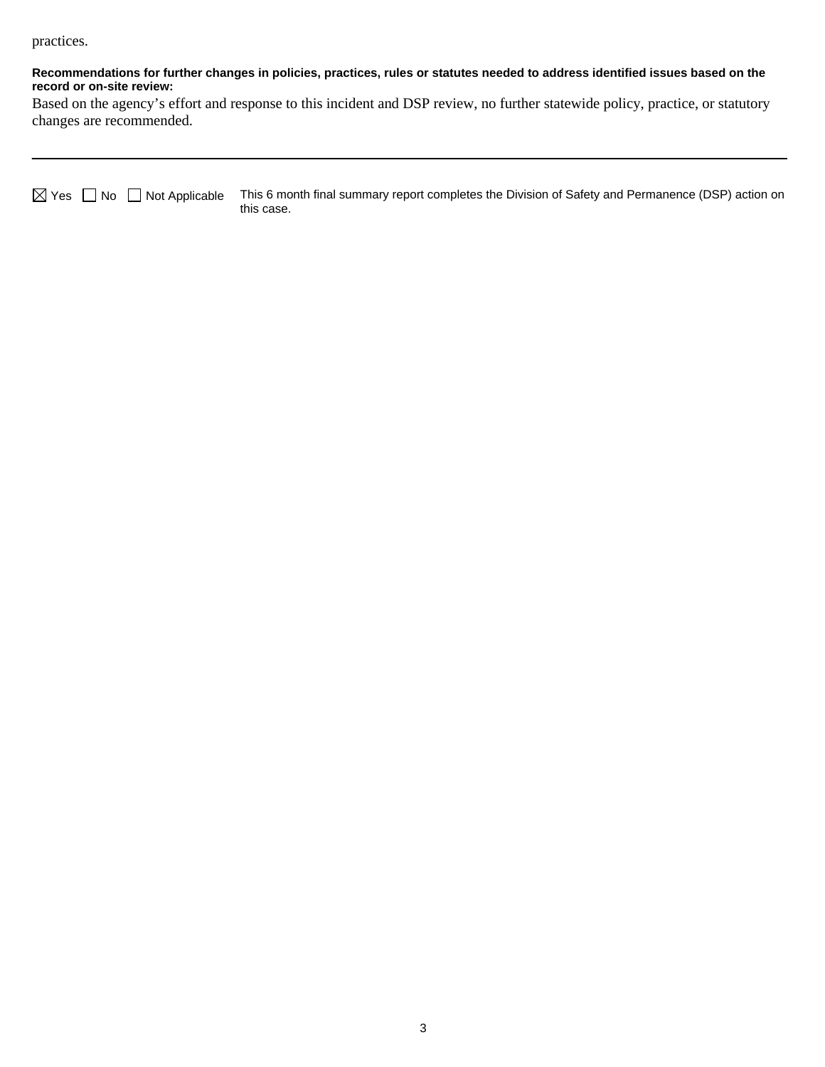practices.

**Recommendations for further changes in policies, practices, rules or statutes needed to address identified issues based on the record or on-site review:**

Based on the agency's effort and response to this incident and DSP review, no further statewide policy, practice, or statutory changes are recommended.

---

☒ Yes ☐ No ☐ Not Applicable This 6 month final summary report completes the Division of Safety and Permanence (DSP) action on this case.